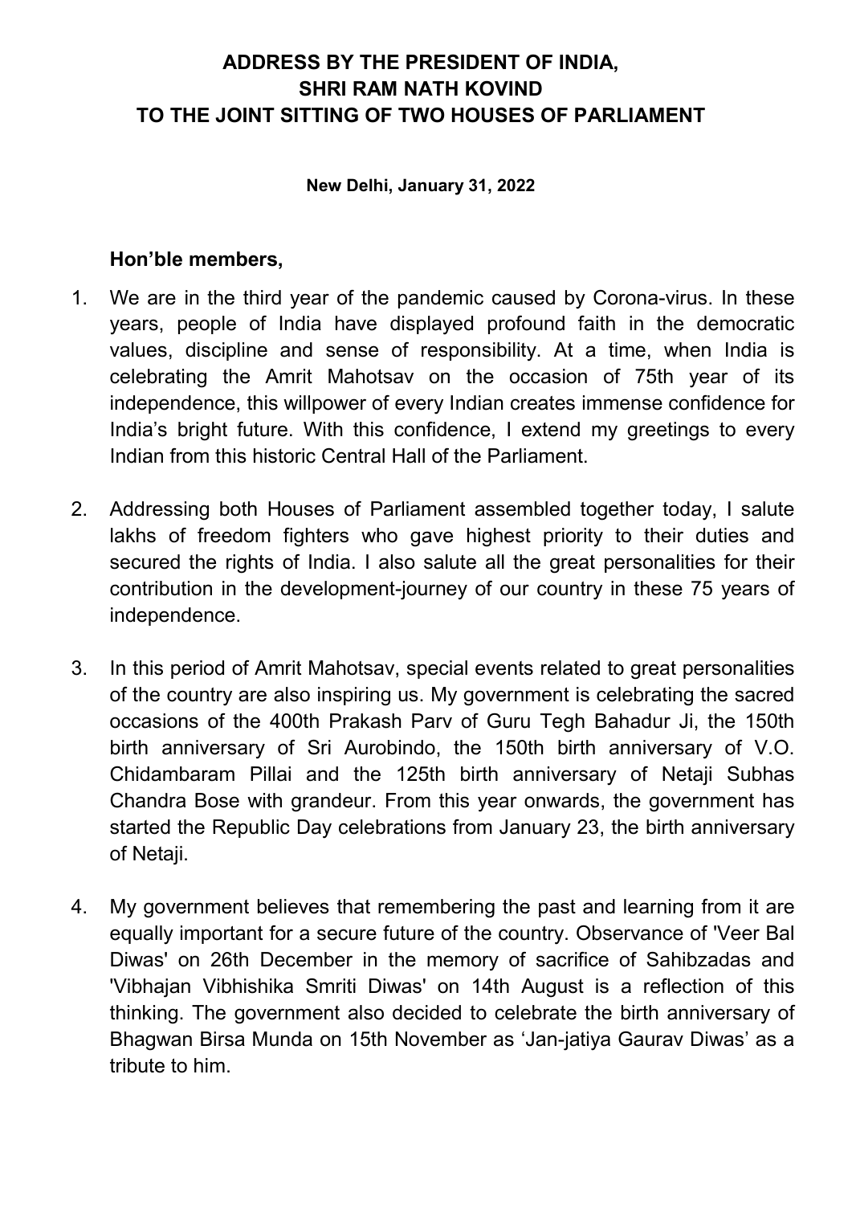# ADDRESS BY THE PRESIDENT OF INDIA, SHRI RAM NATH KOVIND TO THE JOINT SITTING OF TWO HOUSES OF PARLIAMENT

**New Delhi, January 31, 2022**

**Hon'ble members,**

1. We are in the third year of the pandemic caused by Corona-virus. In these years, people of India have displayed profound faith in the democratic values, discipline and sense of responsibility. At a time, when India is celebrating the Amrit Mahotsav on the occasion of 75th year of its independence, this willpower of every Indian creates immense confidence for India's bright future. With this confidence, I extend my greetings to every Indian from this historic Central Hall of the Parliament.

2. Addressing both Houses of Parliament assembled together today, I salute lakhs of freedom fighters who gave highest priority to their duties and secured the rights of India. I also salute all the great personalities for their contribution in the development-journey of our country in these 75 years of independence.

3. In this period of Amrit Mahotsav, special events related to great personalities of the country are also inspiring us. My government is celebrating the sacred occasions of the 400th Prakash Parv of Guru Tegh Bahadur Ji, the 150th birth anniversary of Sri Aurobindo, the 150th birth anniversary of V.O. Chidambaram Pillai and the 125th birth anniversary of Netaji Subhas Chandra Bose with grandeur. From this year onwards, the government has started the Republic Day celebrations from January 23, the birth anniversary of Netaji.

4. My government believes that remembering the past and learning from it are equally important for a secure future of the country. Observance of 'Veer Bal Diwas' on 26th December in the memory of sacrifice of Sahibzadas and 'Vibhajan Vibhishika Smriti Diwas' on 14th August is a reflection of this thinking. The government also decided to celebrate the birth anniversary of Bhagwan Birsa Munda on 15th November as 'Jan-jatiya Gaurav Diwas' as a tribute to him.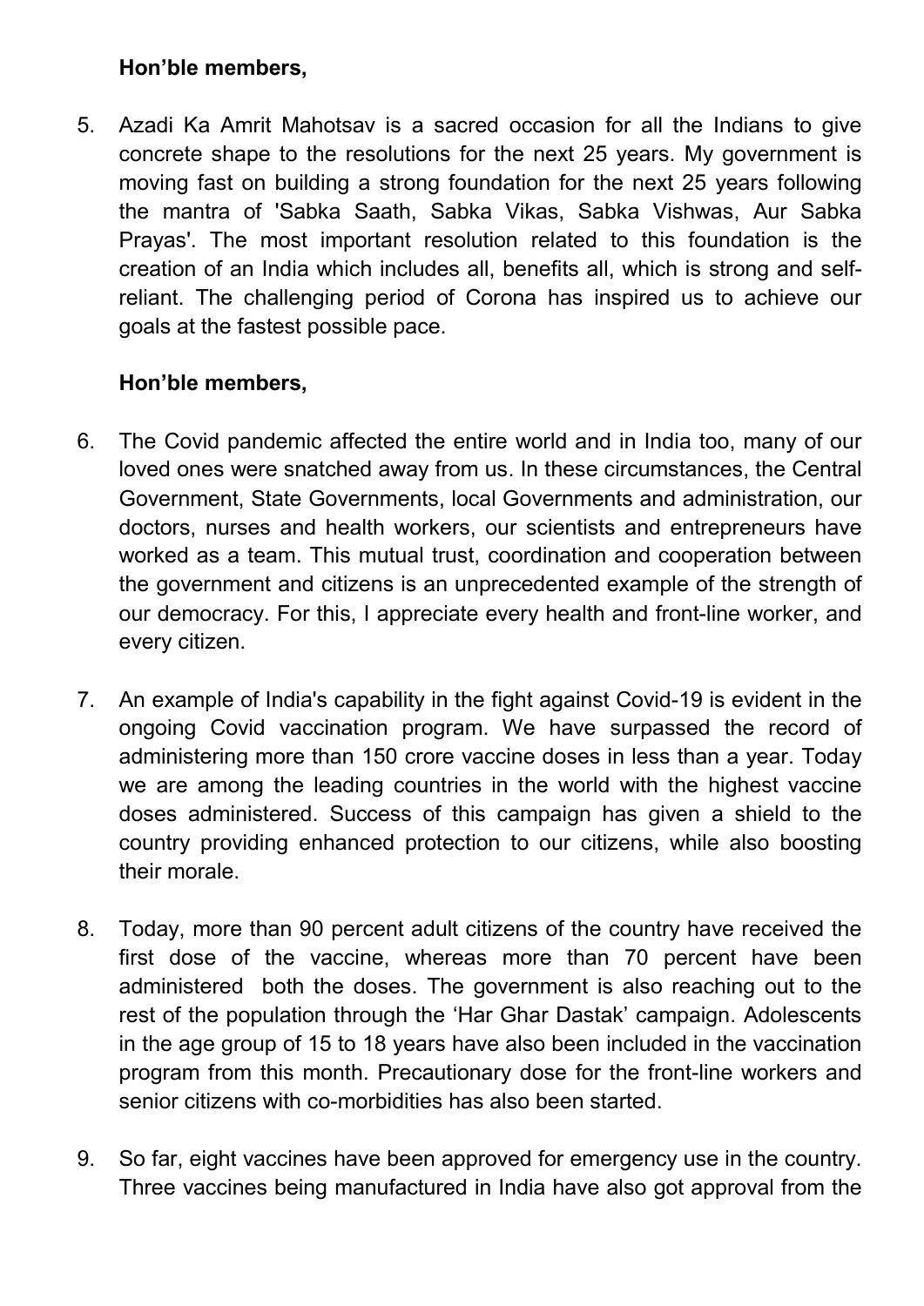**Hon’ble members,**

5. Azadi Ka Amrit Mahotsav is a sacred occasion for all the Indians to give concrete shape to the resolutions for the next 25 years. My government is moving fast on building a strong foundation for the next 25 years following the mantra of 'Sabka Saath, Sabka Vikas, Sabka Vishwas, Aur Sabka Prayas'. The most important resolution related to this foundation is the creation of an India which includes all, benefits all, which is strong and self-reliant. The challenging period of Corona has inspired us to achieve our goals at the fastest possible pace.

**Hon’ble members,**

6. The Covid pandemic affected the entire world and in India too, many of our loved ones were snatched away from us. In these circumstances, the Central Government, State Governments, local Governments and administration, our doctors, nurses and health workers, our scientists and entrepreneurs have worked as a team. This mutual trust, coordination and cooperation between the government and citizens is an unprecedented example of the strength of our democracy. For this, I appreciate every health and front-line worker, and every citizen.

7. An example of India's capability in the fight against Covid-19 is evident in the ongoing Covid vaccination program. We have surpassed the record of administering more than 150 crore vaccine doses in less than a year. Today we are among the leading countries in the world with the highest vaccine doses administered. Success of this campaign has given a shield to the country providing enhanced protection to our citizens, while also boosting their morale.

8. Today, more than 90 percent adult citizens of the country have received the first dose of the vaccine, whereas more than 70 percent have been administered both the doses. The government is also reaching out to the rest of the population through the ‘Har Ghar Dastak’ campaign. Adolescents in the age group of 15 to 18 years have also been included in the vaccination program from this month. Precautionary dose for the front-line workers and senior citizens with co-morbidities has also been started.

9. So far, eight vaccines have been approved for emergency use in the country. Three vaccines being manufactured in India have also got approval from the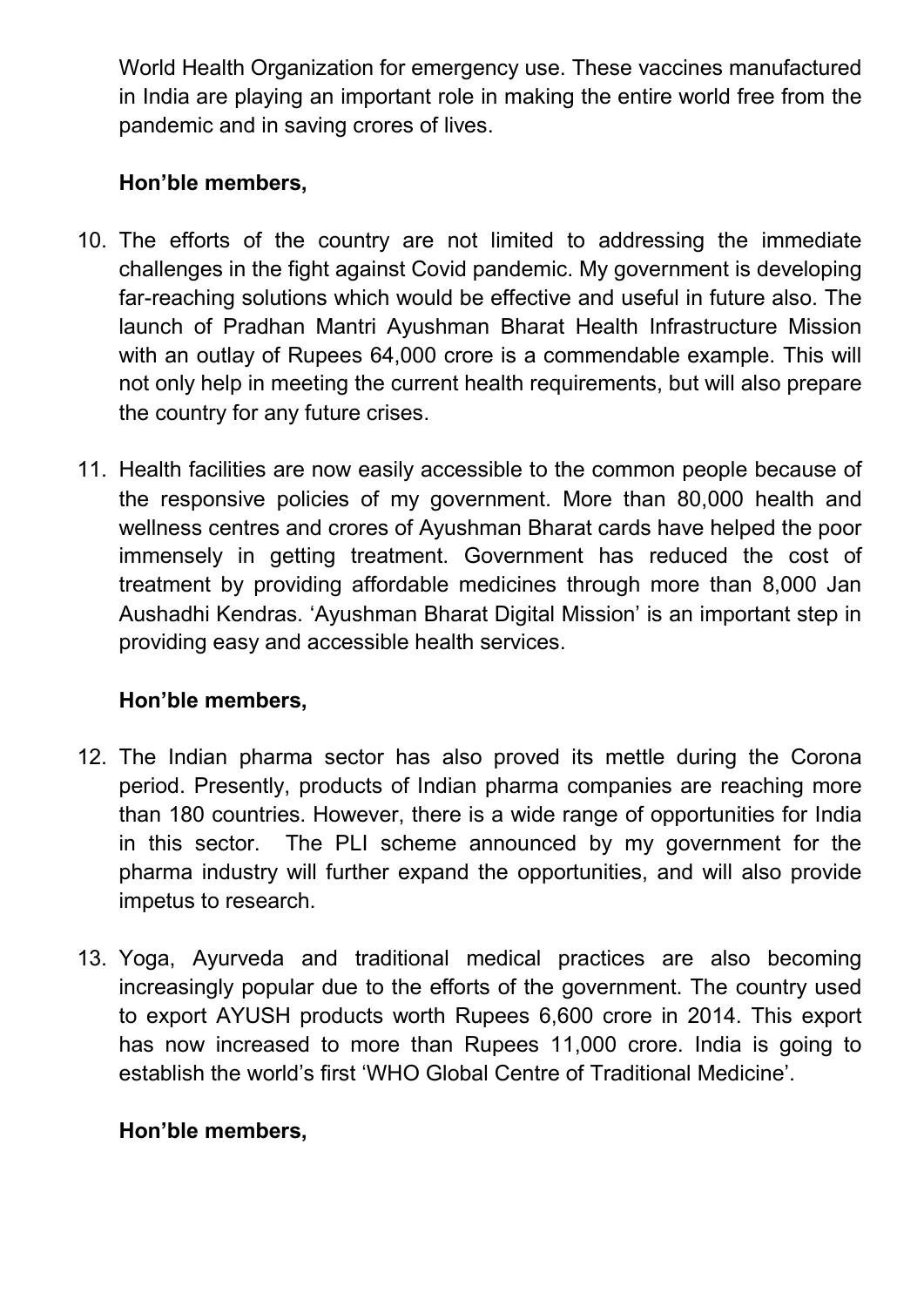World Health Organization for emergency use. These vaccines manufactured in India are playing an important role in making the entire world free from the pandemic and in saving crores of lives.

**Hon'ble members,**

10. The efforts of the country are not limited to addressing the immediate challenges in the fight against Covid pandemic. My government is developing far-reaching solutions which would be effective and useful in future also. The launch of Pradhan Mantri Ayushman Bharat Health Infrastructure Mission with an outlay of Rupees 64,000 crore is a commendable example. This will not only help in meeting the current health requirements, but will also prepare the country for any future crises.

11. Health facilities are now easily accessible to the common people because of the responsive policies of my government. More than 80,000 health and wellness centres and crores of Ayushman Bharat cards have helped the poor immensely in getting treatment. Government has reduced the cost of treatment by providing affordable medicines through more than 8,000 Jan Aushadhi Kendras. 'Ayushman Bharat Digital Mission' is an important step in providing easy and accessible health services.

**Hon'ble members,**

12. The Indian pharma sector has also proved its mettle during the Corona period. Presently, products of Indian pharma companies are reaching more than 180 countries. However, there is a wide range of opportunities for India in this sector. The PLI scheme announced by my government for the pharma industry will further expand the opportunities, and will also provide impetus to research.

13. Yoga, Ayurveda and traditional medical practices are also becoming increasingly popular due to the efforts of the government. The country used to export AYUSH products worth Rupees 6,600 crore in 2014. This export has now increased to more than Rupees 11,000 crore. India is going to establish the world's first 'WHO Global Centre of Traditional Medicine'.

**Hon'ble members,**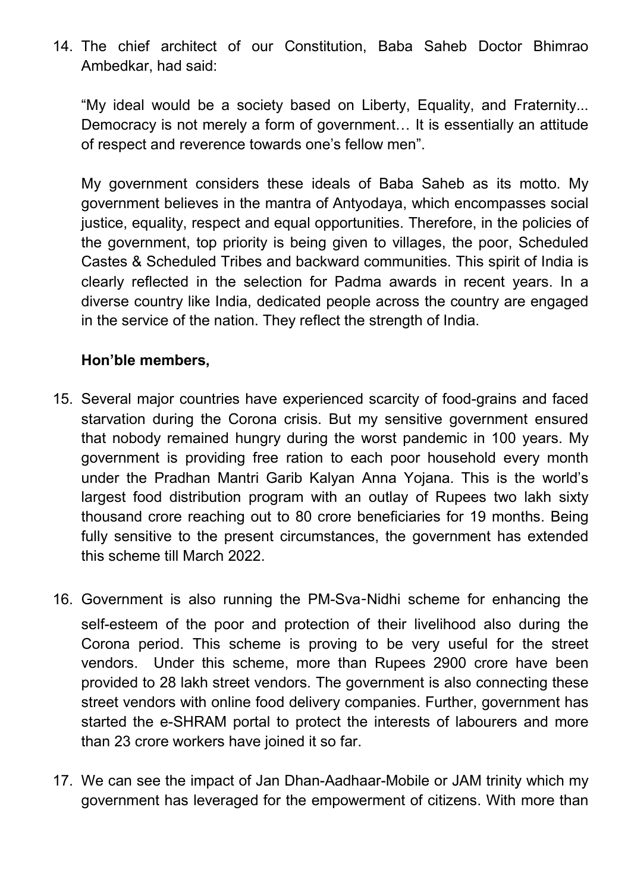14. The chief architect of our Constitution, Baba Saheb Doctor Bhimrao Ambedkar, had said:

    "My ideal would be a society based on Liberty, Equality, and Fraternity... Democracy is not merely a form of government… It is essentially an attitude of respect and reverence towards one's fellow men".

    My government considers these ideals of Baba Saheb as its motto. My government believes in the mantra of Antyodaya, which encompasses social justice, equality, respect and equal opportunities. Therefore, in the policies of the government, top priority is being given to villages, the poor, Scheduled Castes & Scheduled Tribes and backward communities. This spirit of India is clearly reflected in the selection for Padma awards in recent years. In a diverse country like India, dedicated people across the country are engaged in the service of the nation. They reflect the strength of India.

**Hon'ble members,**

15. Several major countries have experienced scarcity of food-grains and faced starvation during the Corona crisis. But my sensitive government ensured that nobody remained hungry during the worst pandemic in 100 years. My government is providing free ration to each poor household every month under the Pradhan Mantri Garib Kalyan Anna Yojana. This is the world's largest food distribution program with an outlay of Rupees two lakh sixty thousand crore reaching out to 80 crore beneficiaries for 19 months. Being fully sensitive to the present circumstances, the government has extended this scheme till March 2022.

16. Government is also running the PM-Sva-Nidhi scheme for enhancing the self-esteem of the poor and protection of their livelihood also during the Corona period. This scheme is proving to be very useful for the street vendors. Under this scheme, more than Rupees 2900 crore have been provided to 28 lakh street vendors. The government is also connecting these street vendors with online food delivery companies. Further, government has started the e-SHRAM portal to protect the interests of labourers and more than 23 crore workers have joined it so far.

17. We can see the impact of Jan Dhan-Aadhaar-Mobile or JAM trinity which my government has leveraged for the empowerment of citizens. With more than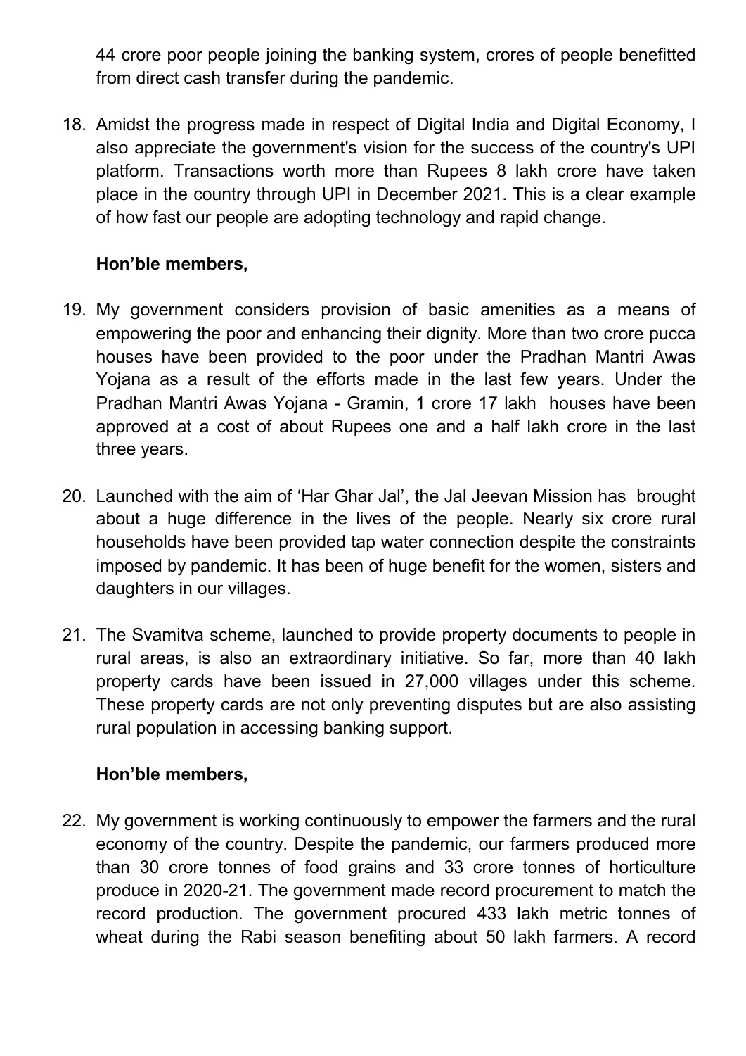44 crore poor people joining the banking system, crores of people benefitted from direct cash transfer during the pandemic.

18. Amidst the progress made in respect of Digital India and Digital Economy, I also appreciate the government's vision for the success of the country's UPI platform. Transactions worth more than Rupees 8 lakh crore have taken place in the country through UPI in December 2021. This is a clear example of how fast our people are adopting technology and rapid change.

**Hon'ble members,**

19. My government considers provision of basic amenities as a means of empowering the poor and enhancing their dignity. More than two crore pucca houses have been provided to the poor under the Pradhan Mantri Awas Yojana as a result of the efforts made in the last few years. Under the Pradhan Mantri Awas Yojana - Gramin, 1 crore 17 lakh houses have been approved at a cost of about Rupees one and a half lakh crore in the last three years.

20. Launched with the aim of 'Har Ghar Jal', the Jal Jeevan Mission has brought about a huge difference in the lives of the people. Nearly six crore rural households have been provided tap water connection despite the constraints imposed by pandemic. It has been of huge benefit for the women, sisters and daughters in our villages.

21. The Svamitva scheme, launched to provide property documents to people in rural areas, is also an extraordinary initiative. So far, more than 40 lakh property cards have been issued in 27,000 villages under this scheme. These property cards are not only preventing disputes but are also assisting rural population in accessing banking support.

**Hon'ble members,**

22. My government is working continuously to empower the farmers and the rural economy of the country. Despite the pandemic, our farmers produced more than 30 crore tonnes of food grains and 33 crore tonnes of horticulture produce in 2020-21. The government made record procurement to match the record production. The government procured 433 lakh metric tonnes of wheat during the Rabi season benefiting about 50 lakh farmers. A record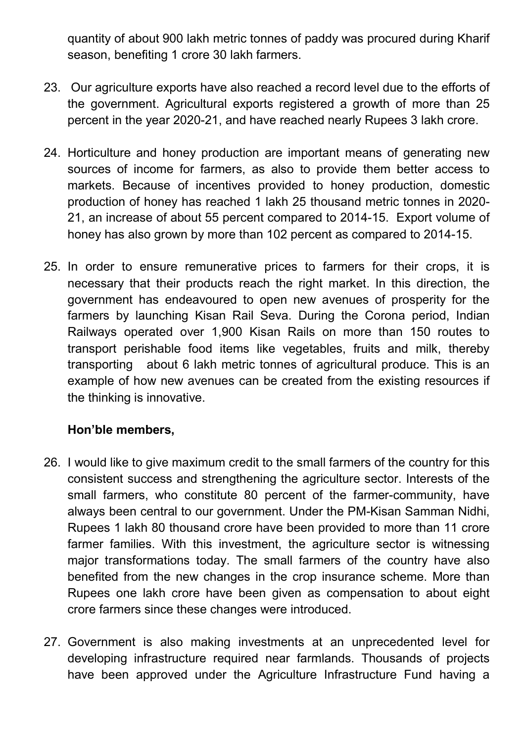quantity of about 900 lakh metric tonnes of paddy was procured during Kharif season, benefiting 1 crore 30 lakh farmers.

23. Our agriculture exports have also reached a record level due to the efforts of the government. Agricultural exports registered a growth of more than 25 percent in the year 2020-21, and have reached nearly Rupees 3 lakh crore.

24. Horticulture and honey production are important means of generating new sources of income for farmers, as also to provide them better access to markets. Because of incentives provided to honey production, domestic production of honey has reached 1 lakh 25 thousand metric tonnes in 2020-21, an increase of about 55 percent compared to 2014-15. Export volume of honey has also grown by more than 102 percent as compared to 2014-15.

25. In order to ensure remunerative prices to farmers for their crops, it is necessary that their products reach the right market. In this direction, the government has endeavoured to open new avenues of prosperity for the farmers by launching Kisan Rail Seva. During the Corona period, Indian Railways operated over 1,900 Kisan Rails on more than 150 routes to transport perishable food items like vegetables, fruits and milk, thereby transporting about 6 lakh metric tonnes of agricultural produce. This is an example of how new avenues can be created from the existing resources if the thinking is innovative.

**Hon'ble members,**

26. I would like to give maximum credit to the small farmers of the country for this consistent success and strengthening the agriculture sector. Interests of the small farmers, who constitute 80 percent of the farmer-community, have always been central to our government. Under the PM-Kisan Samman Nidhi, Rupees 1 lakh 80 thousand crore have been provided to more than 11 crore farmer families. With this investment, the agriculture sector is witnessing major transformations today. The small farmers of the country have also benefited from the new changes in the crop insurance scheme. More than Rupees one lakh crore have been given as compensation to about eight crore farmers since these changes were introduced.

27. Government is also making investments at an unprecedented level for developing infrastructure required near farmlands. Thousands of projects have been approved under the Agriculture Infrastructure Fund having a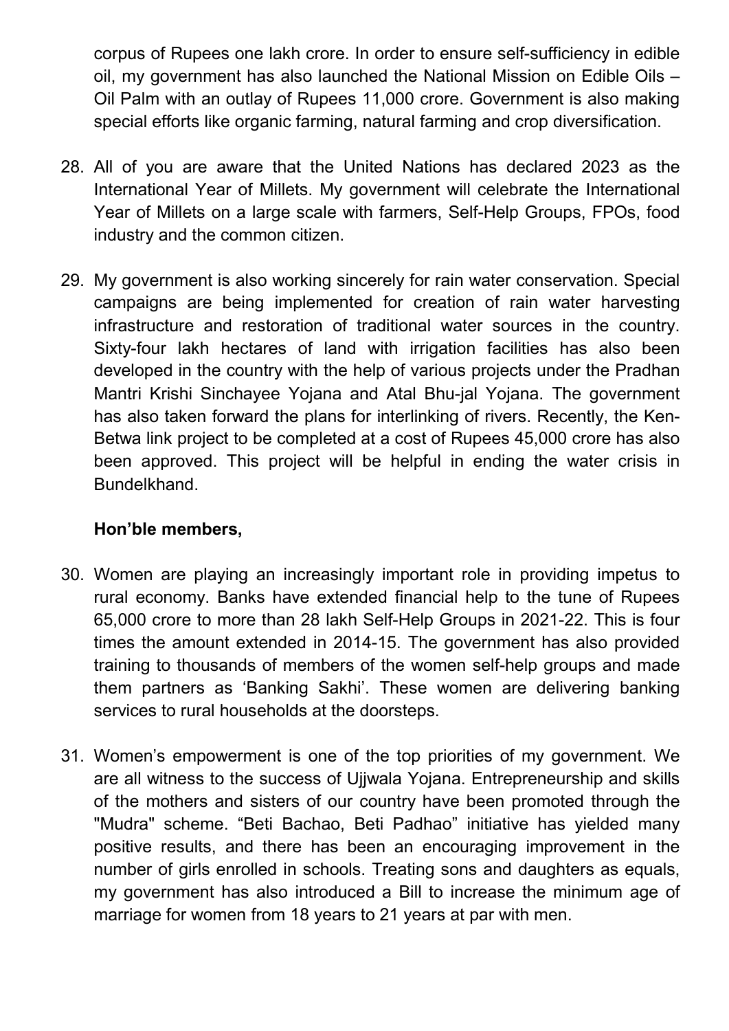corpus of Rupees one lakh crore. In order to ensure self-sufficiency in edible oil, my government has also launched the National Mission on Edible Oils – Oil Palm with an outlay of Rupees 11,000 crore. Government is also making special efforts like organic farming, natural farming and crop diversification.

28. All of you are aware that the United Nations has declared 2023 as the International Year of Millets. My government will celebrate the International Year of Millets on a large scale with farmers, Self-Help Groups, FPOs, food industry and the common citizen.

29. My government is also working sincerely for rain water conservation. Special campaigns are being implemented for creation of rain water harvesting infrastructure and restoration of traditional water sources in the country. Sixty-four lakh hectares of land with irrigation facilities has also been developed in the country with the help of various projects under the Pradhan Mantri Krishi Sinchayee Yojana and Atal Bhu-jal Yojana. The government has also taken forward the plans for interlinking of rivers. Recently, the Ken-Betwa link project to be completed at a cost of Rupees 45,000 crore has also been approved. This project will be helpful in ending the water crisis in Bundelkhand.

**Hon'ble members,**

30. Women are playing an increasingly important role in providing impetus to rural economy. Banks have extended financial help to the tune of Rupees 65,000 crore to more than 28 lakh Self-Help Groups in 2021-22. This is four times the amount extended in 2014-15. The government has also provided training to thousands of members of the women self-help groups and made them partners as 'Banking Sakhi'. These women are delivering banking services to rural households at the doorsteps.

31. Women's empowerment is one of the top priorities of my government. We are all witness to the success of Ujjwala Yojana. Entrepreneurship and skills of the mothers and sisters of our country have been promoted through the "Mudra" scheme. "Beti Bachao, Beti Padhao" initiative has yielded many positive results, and there has been an encouraging improvement in the number of girls enrolled in schools. Treating sons and daughters as equals, my government has also introduced a Bill to increase the minimum age of marriage for women from 18 years to 21 years at par with men.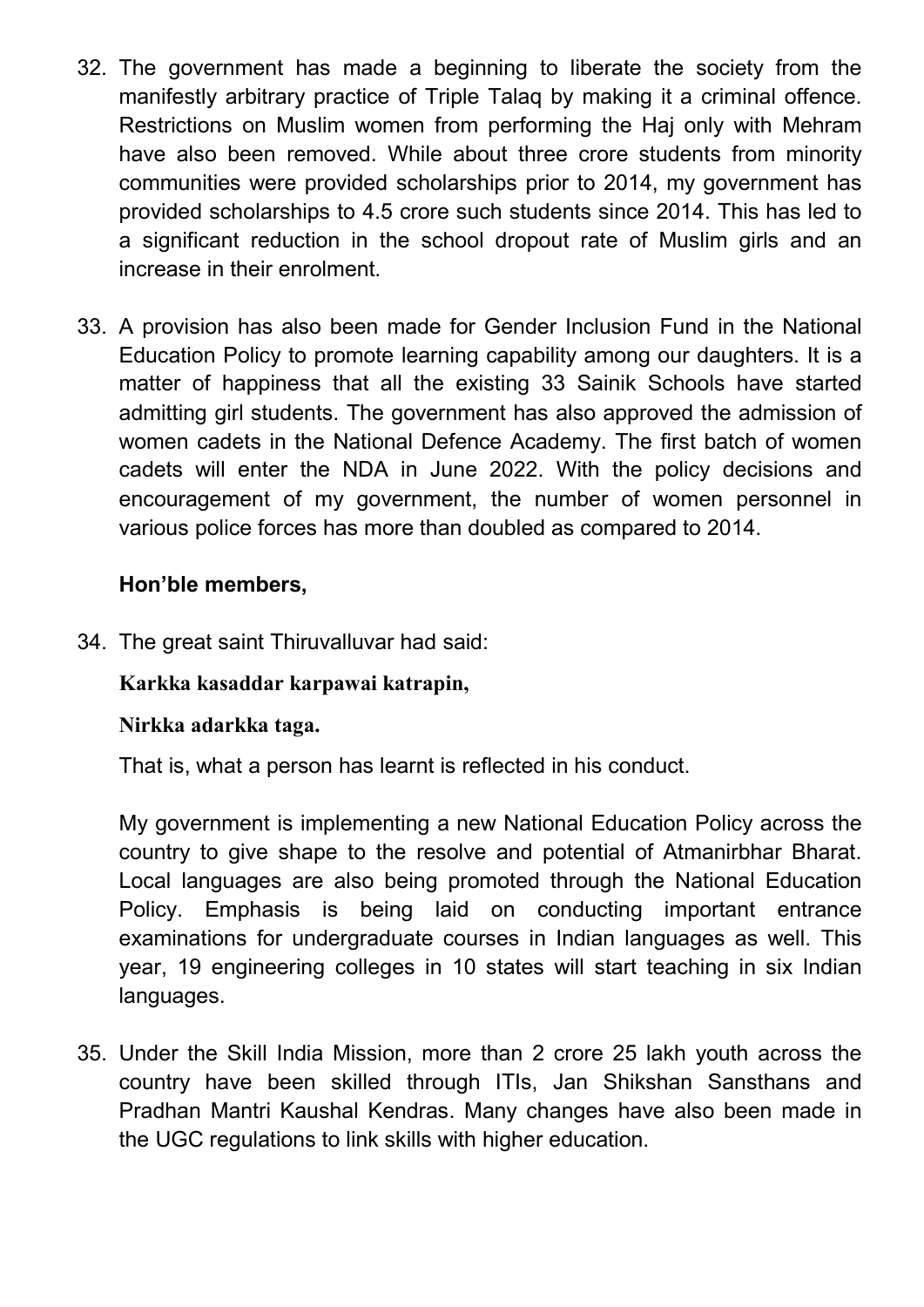32. The government has made a beginning to liberate the society from the manifestly arbitrary practice of Triple Talaq by making it a criminal offence. Restrictions on Muslim women from performing the Haj only with Mehram have also been removed. While about three crore students from minority communities were provided scholarships prior to 2014, my government has provided scholarships to 4.5 crore such students since 2014. This has led to a significant reduction in the school dropout rate of Muslim girls and an increase in their enrolment.

33. A provision has also been made for Gender Inclusion Fund in the National Education Policy to promote learning capability among our daughters. It is a matter of happiness that all the existing 33 Sainik Schools have started admitting girl students. The government has also approved the admission of women cadets in the National Defence Academy. The first batch of women cadets will enter the NDA in June 2022. With the policy decisions and encouragement of my government, the number of women personnel in various police forces has more than doubled as compared to 2014.

**Hon'ble members,**

34. The great saint Thiruvalluvar had said:

    **Karkka kasaddar karpawai katrapin,**

    **Nirkka adarkka taga.**

    That is, what a person has learnt is reflected in his conduct.

    My government is implementing a new National Education Policy across the country to give shape to the resolve and potential of Atmanirbhar Bharat. Local languages are also being promoted through the National Education Policy. Emphasis is being laid on conducting important entrance examinations for undergraduate courses in Indian languages as well. This year, 19 engineering colleges in 10 states will start teaching in six Indian languages.

35. Under the Skill India Mission, more than 2 crore 25 lakh youth across the country have been skilled through ITIs, Jan Shikshan Sansthans and Pradhan Mantri Kaushal Kendras. Many changes have also been made in the UGC regulations to link skills with higher education.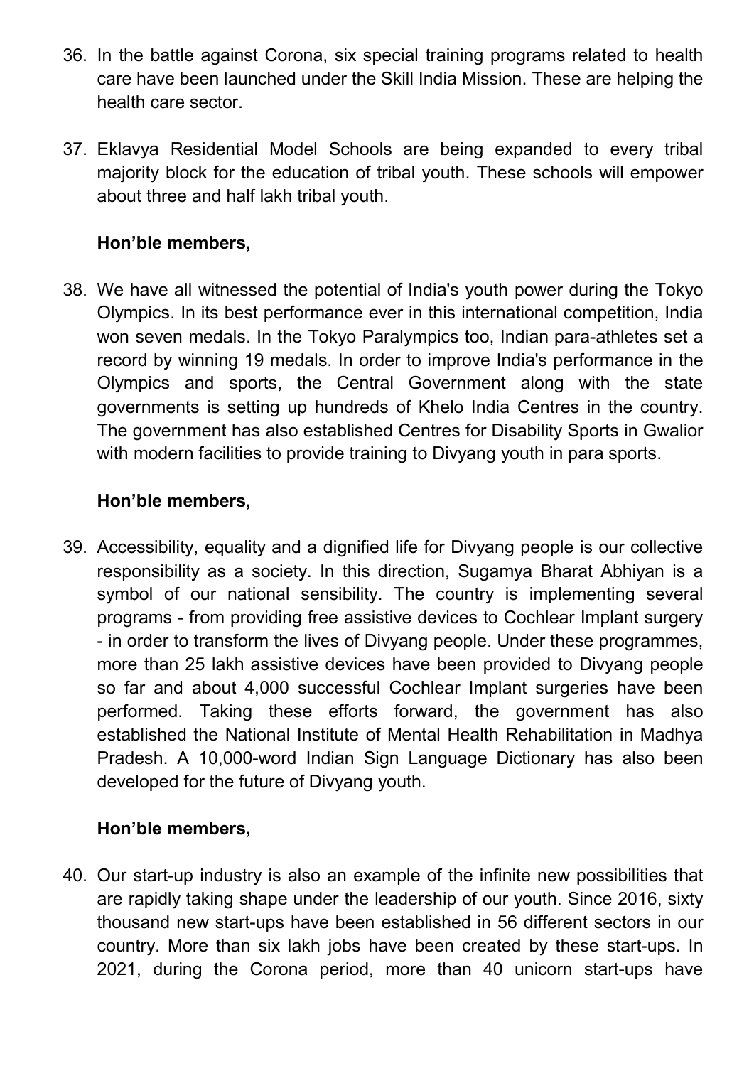36. In the battle against Corona, six special training programs related to health care have been launched under the Skill India Mission. These are helping the health care sector.

37. Eklavya Residential Model Schools are being expanded to every tribal majority block for the education of tribal youth. These schools will empower about three and half lakh tribal youth.

**Hon'ble members,**

38. We have all witnessed the potential of India's youth power during the Tokyo Olympics. In its best performance ever in this international competition, India won seven medals. In the Tokyo Paralympics too, Indian para-athletes set a record by winning 19 medals. In order to improve India's performance in the Olympics and sports, the Central Government along with the state governments is setting up hundreds of Khelo India Centres in the country. The government has also established Centres for Disability Sports in Gwalior with modern facilities to provide training to Divyang youth in para sports.

**Hon'ble members,**

39. Accessibility, equality and a dignified life for Divyang people is our collective responsibility as a society. In this direction, Sugamya Bharat Abhiyan is a symbol of our national sensibility. The country is implementing several programs - from providing free assistive devices to Cochlear Implant surgery - in order to transform the lives of Divyang people. Under these programmes, more than 25 lakh assistive devices have been provided to Divyang people so far and about 4,000 successful Cochlear Implant surgeries have been performed. Taking these efforts forward, the government has also established the National Institute of Mental Health Rehabilitation in Madhya Pradesh. A 10,000-word Indian Sign Language Dictionary has also been developed for the future of Divyang youth.

**Hon'ble members,**

40. Our start-up industry is also an example of the infinite new possibilities that are rapidly taking shape under the leadership of our youth. Since 2016, sixty thousand new start-ups have been established in 56 different sectors in our country. More than six lakh jobs have been created by these start-ups. In 2021, during the Corona period, more than 40 unicorn start-ups have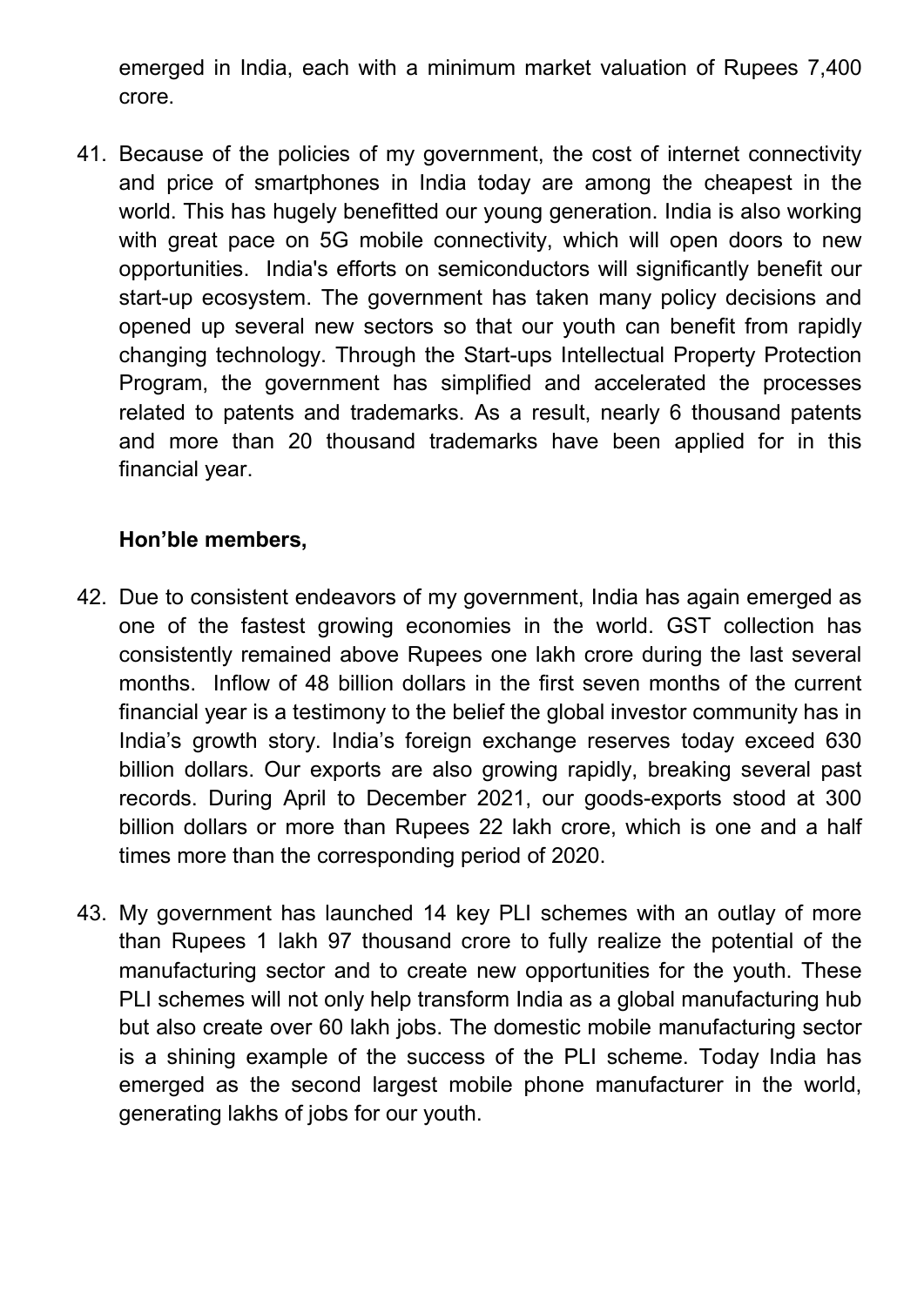emerged in India, each with a minimum market valuation of Rupees 7,400 crore.

41. Because of the policies of my government, the cost of internet connectivity and price of smartphones in India today are among the cheapest in the world. This has hugely benefitted our young generation. India is also working with great pace on 5G mobile connectivity, which will open doors to new opportunities. India's efforts on semiconductors will significantly benefit our start-up ecosystem. The government has taken many policy decisions and opened up several new sectors so that our youth can benefit from rapidly changing technology. Through the Start-ups Intellectual Property Protection Program, the government has simplified and accelerated the processes related to patents and trademarks. As a result, nearly 6 thousand patents and more than 20 thousand trademarks have been applied for in this financial year.

**Hon'ble members,**

42. Due to consistent endeavors of my government, India has again emerged as one of the fastest growing economies in the world. GST collection has consistently remained above Rupees one lakh crore during the last several months. Inflow of 48 billion dollars in the first seven months of the current financial year is a testimony to the belief the global investor community has in India's growth story. India's foreign exchange reserves today exceed 630 billion dollars. Our exports are also growing rapidly, breaking several past records. During April to December 2021, our goods-exports stood at 300 billion dollars or more than Rupees 22 lakh crore, which is one and a half times more than the corresponding period of 2020.

43. My government has launched 14 key PLI schemes with an outlay of more than Rupees 1 lakh 97 thousand crore to fully realize the potential of the manufacturing sector and to create new opportunities for the youth. These PLI schemes will not only help transform India as a global manufacturing hub but also create over 60 lakh jobs. The domestic mobile manufacturing sector is a shining example of the success of the PLI scheme. Today India has emerged as the second largest mobile phone manufacturer in the world, generating lakhs of jobs for our youth.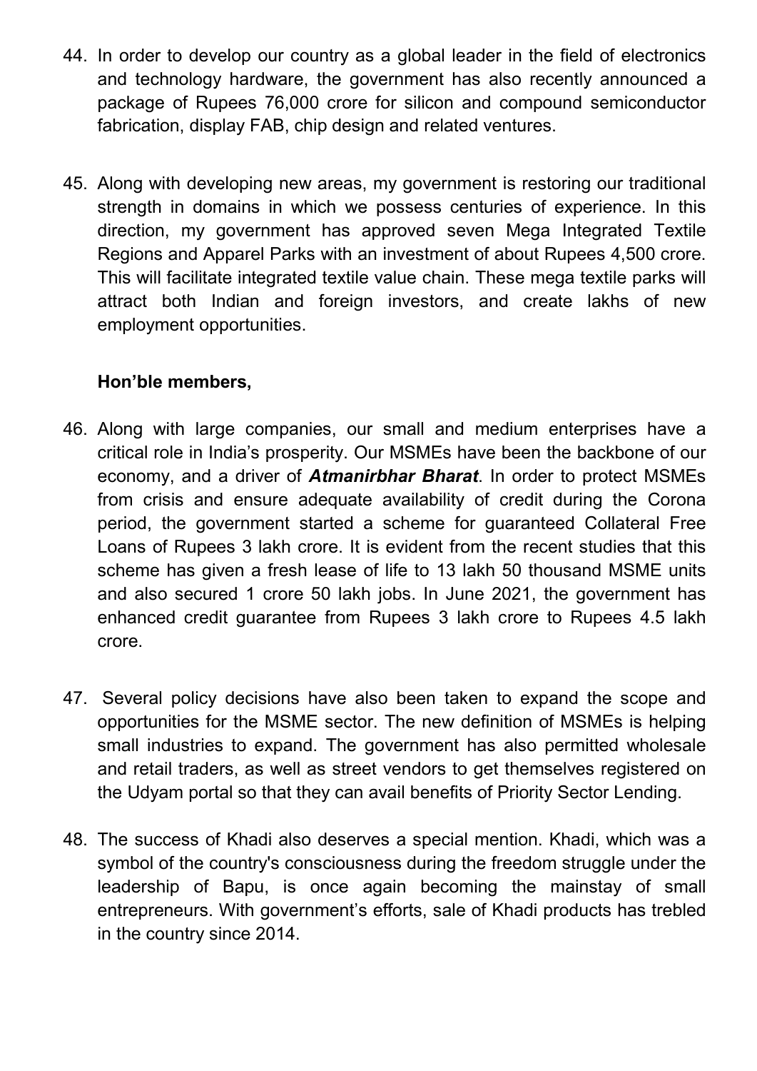44. In order to develop our country as a global leader in the field of electronics and technology hardware, the government has also recently announced a package of Rupees 76,000 crore for silicon and compound semiconductor fabrication, display FAB, chip design and related ventures.

45. Along with developing new areas, my government is restoring our traditional strength in domains in which we possess centuries of experience. In this direction, my government has approved seven Mega Integrated Textile Regions and Apparel Parks with an investment of about Rupees 4,500 crore. This will facilitate integrated textile value chain. These mega textile parks will attract both Indian and foreign investors, and create lakhs of new employment opportunities.

**Hon'ble members,**

46. Along with large companies, our small and medium enterprises have a critical role in India's prosperity. Our MSMEs have been the backbone of our economy, and a driver of ***Atmanirbhar Bharat***. In order to protect MSMEs from crisis and ensure adequate availability of credit during the Corona period, the government started a scheme for guaranteed Collateral Free Loans of Rupees 3 lakh crore. It is evident from the recent studies that this scheme has given a fresh lease of life to 13 lakh 50 thousand MSME units and also secured 1 crore 50 lakh jobs. In June 2021, the government has enhanced credit guarantee from Rupees 3 lakh crore to Rupees 4.5 lakh crore.

47. Several policy decisions have also been taken to expand the scope and opportunities for the MSME sector. The new definition of MSMEs is helping small industries to expand. The government has also permitted wholesale and retail traders, as well as street vendors to get themselves registered on the Udyam portal so that they can avail benefits of Priority Sector Lending.

48. The success of Khadi also deserves a special mention. Khadi, which was a symbol of the country's consciousness during the freedom struggle under the leadership of Bapu, is once again becoming the mainstay of small entrepreneurs. With government's efforts, sale of Khadi products has trebled in the country since 2014.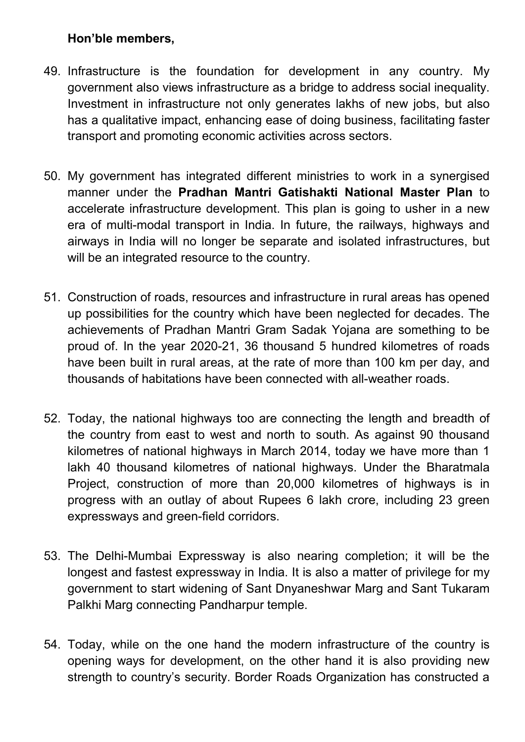**Hon'ble members,**

49. Infrastructure is the foundation for development in any country. My government also views infrastructure as a bridge to address social inequality. Investment in infrastructure not only generates lakhs of new jobs, but also has a qualitative impact, enhancing ease of doing business, facilitating faster transport and promoting economic activities across sectors.

50. My government has integrated different ministries to work in a synergised manner under the **Pradhan Mantri Gatishakti National Master Plan** to accelerate infrastructure development. This plan is going to usher in a new era of multi-modal transport in India. In future, the railways, highways and airways in India will no longer be separate and isolated infrastructures, but will be an integrated resource to the country.

51. Construction of roads, resources and infrastructure in rural areas has opened up possibilities for the country which have been neglected for decades. The achievements of Pradhan Mantri Gram Sadak Yojana are something to be proud of. In the year 2020-21, 36 thousand 5 hundred kilometres of roads have been built in rural areas, at the rate of more than 100 km per day, and thousands of habitations have been connected with all-weather roads.

52. Today, the national highways too are connecting the length and breadth of the country from east to west and north to south. As against 90 thousand kilometres of national highways in March 2014, today we have more than 1 lakh 40 thousand kilometres of national highways. Under the Bharatmala Project, construction of more than 20,000 kilometres of highways is in progress with an outlay of about Rupees 6 lakh crore, including 23 green expressways and green-field corridors.

53. The Delhi-Mumbai Expressway is also nearing completion; it will be the longest and fastest expressway in India. It is also a matter of privilege for my government to start widening of Sant Dnyaneshwar Marg and Sant Tukaram Palkhi Marg connecting Pandharpur temple.

54. Today, while on the one hand the modern infrastructure of the country is opening ways for development, on the other hand it is also providing new strength to country's security. Border Roads Organization has constructed a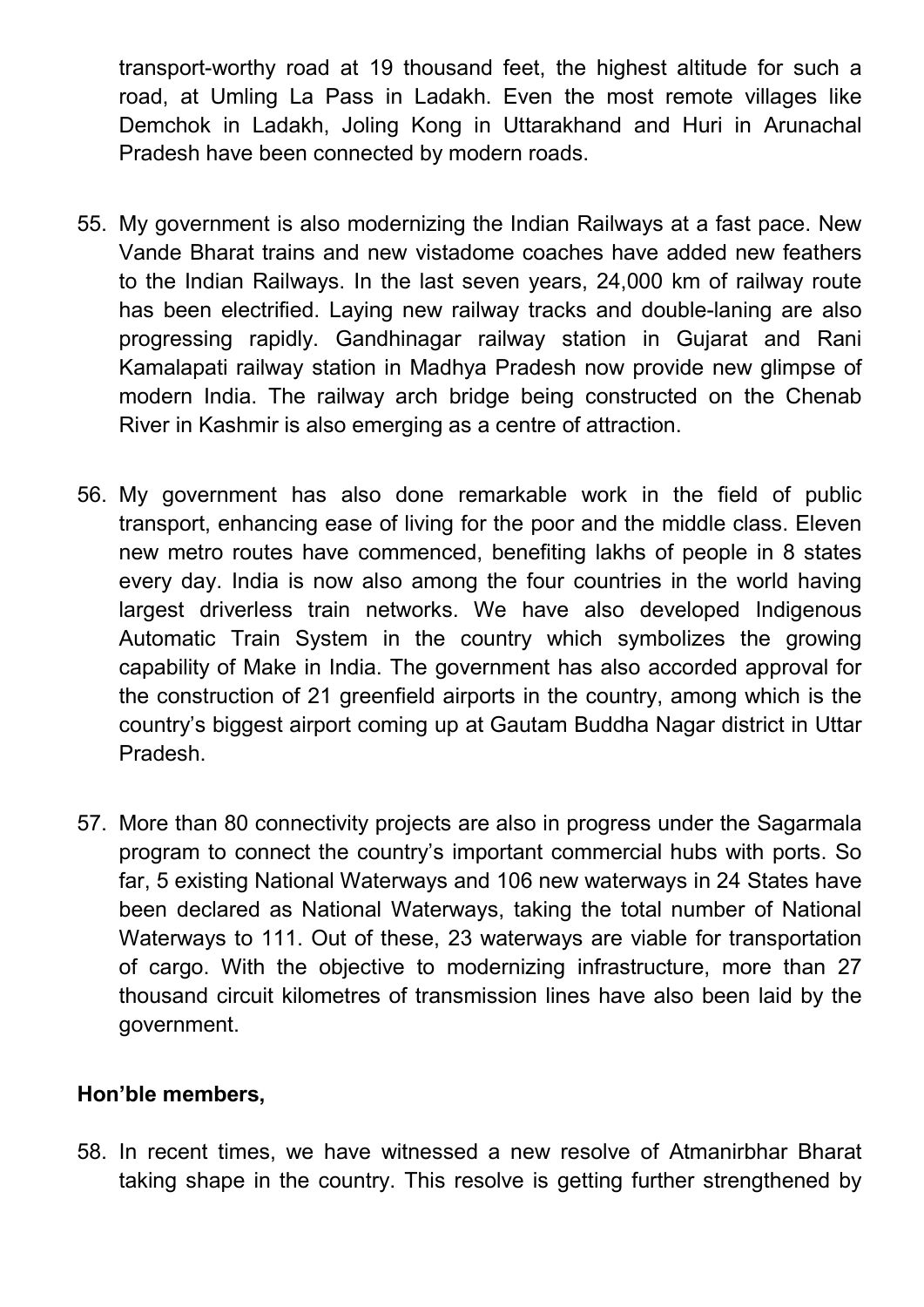transport-worthy road at 19 thousand feet, the highest altitude for such a road, at Umling La Pass in Ladakh. Even the most remote villages like Demchok in Ladakh, Joling Kong in Uttarakhand and Huri in Arunachal Pradesh have been connected by modern roads.

55. My government is also modernizing the Indian Railways at a fast pace. New Vande Bharat trains and new vistadome coaches have added new feathers to the Indian Railways. In the last seven years, 24,000 km of railway route has been electrified. Laying new railway tracks and double-laning are also progressing rapidly. Gandhinagar railway station in Gujarat and Rani Kamalapati railway station in Madhya Pradesh now provide new glimpse of modern India. The railway arch bridge being constructed on the Chenab River in Kashmir is also emerging as a centre of attraction.

56. My government has also done remarkable work in the field of public transport, enhancing ease of living for the poor and the middle class. Eleven new metro routes have commenced, benefiting lakhs of people in 8 states every day. India is now also among the four countries in the world having largest driverless train networks. We have also developed Indigenous Automatic Train System in the country which symbolizes the growing capability of Make in India. The government has also accorded approval for the construction of 21 greenfield airports in the country, among which is the country's biggest airport coming up at Gautam Buddha Nagar district in Uttar Pradesh.

57. More than 80 connectivity projects are also in progress under the Sagarmala program to connect the country's important commercial hubs with ports. So far, 5 existing National Waterways and 106 new waterways in 24 States have been declared as National Waterways, taking the total number of National Waterways to 111. Out of these, 23 waterways are viable for transportation of cargo. With the objective to modernizing infrastructure, more than 27 thousand circuit kilometres of transmission lines have also been laid by the government.

**Hon'ble members,**

58. In recent times, we have witnessed a new resolve of Atmanirbhar Bharat taking shape in the country. This resolve is getting further strengthened by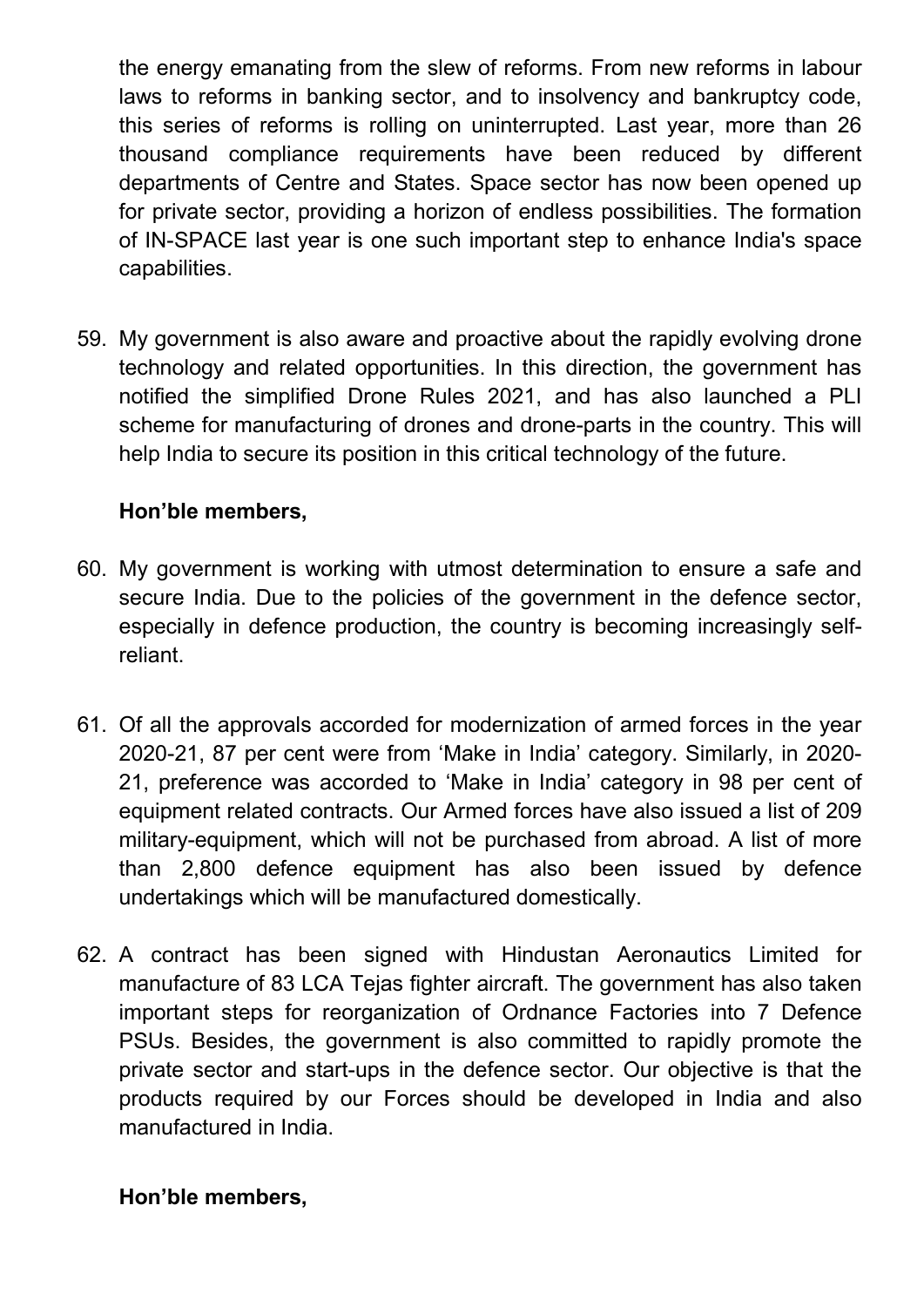the energy emanating from the slew of reforms. From new reforms in labour laws to reforms in banking sector, and to insolvency and bankruptcy code, this series of reforms is rolling on uninterrupted. Last year, more than 26 thousand compliance requirements have been reduced by different departments of Centre and States. Space sector has now been opened up for private sector, providing a horizon of endless possibilities. The formation of IN-SPACE last year is one such important step to enhance India's space capabilities.

59. My government is also aware and proactive about the rapidly evolving drone technology and related opportunities. In this direction, the government has notified the simplified Drone Rules 2021, and has also launched a PLI scheme for manufacturing of drones and drone-parts in the country. This will help India to secure its position in this critical technology of the future.

**Hon'ble members,**

60. My government is working with utmost determination to ensure a safe and secure India. Due to the policies of the government in the defence sector, especially in defence production, the country is becoming increasingly self-reliant.

61. Of all the approvals accorded for modernization of armed forces in the year 2020-21, 87 per cent were from 'Make in India' category. Similarly, in 2020-21, preference was accorded to 'Make in India' category in 98 per cent of equipment related contracts. Our Armed forces have also issued a list of 209 military-equipment, which will not be purchased from abroad. A list of more than 2,800 defence equipment has also been issued by defence undertakings which will be manufactured domestically.

62. A contract has been signed with Hindustan Aeronautics Limited for manufacture of 83 LCA Tejas fighter aircraft. The government has also taken important steps for reorganization of Ordnance Factories into 7 Defence PSUs. Besides, the government is also committed to rapidly promote the private sector and start-ups in the defence sector. Our objective is that the products required by our Forces should be developed in India and also manufactured in India.

**Hon'ble members,**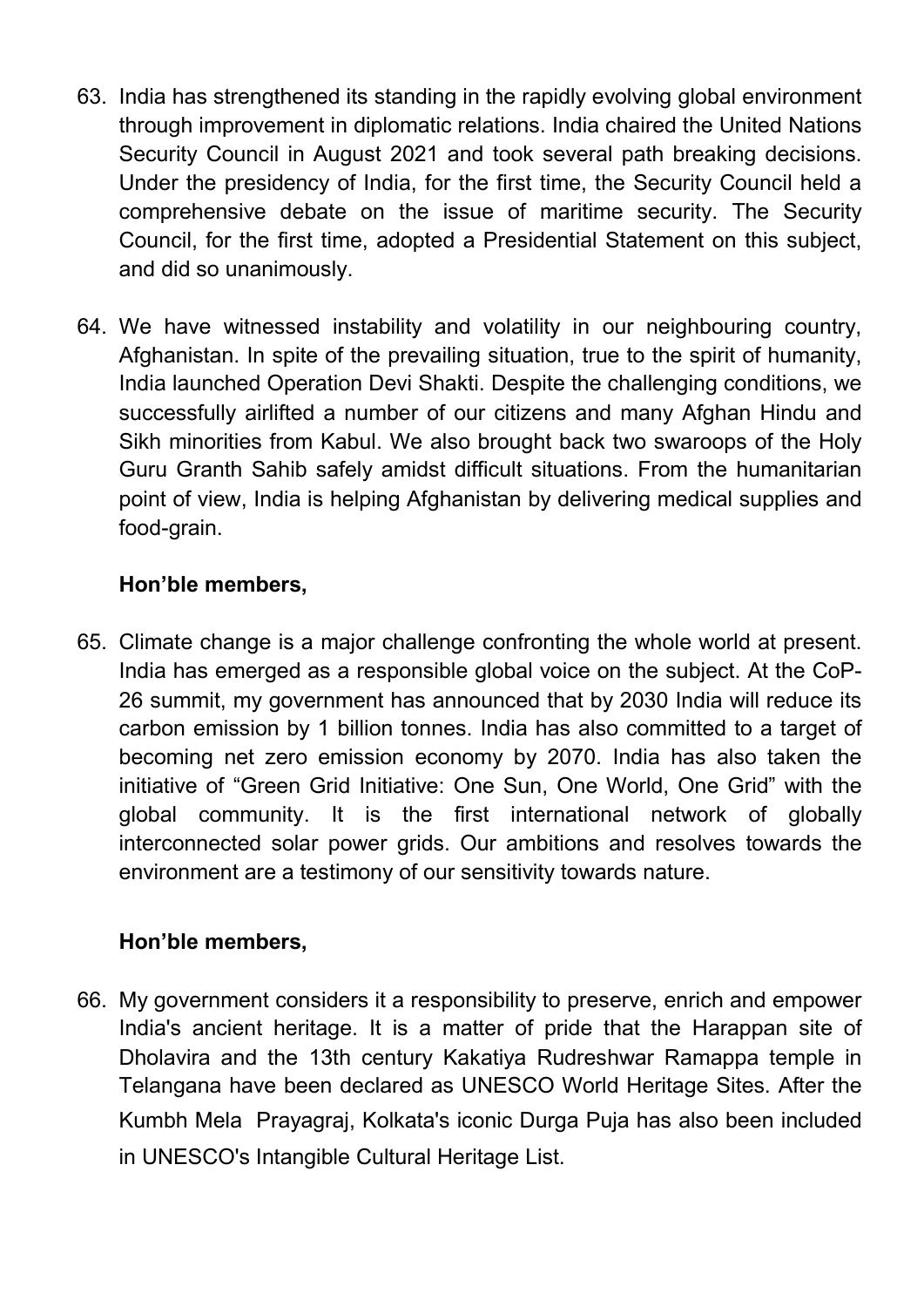63. India has strengthened its standing in the rapidly evolving global environment through improvement in diplomatic relations. India chaired the United Nations Security Council in August 2021 and took several path breaking decisions. Under the presidency of India, for the first time, the Security Council held a comprehensive debate on the issue of maritime security. The Security Council, for the first time, adopted a Presidential Statement on this subject, and did so unanimously.

64. We have witnessed instability and volatility in our neighbouring country, Afghanistan. In spite of the prevailing situation, true to the spirit of humanity, India launched Operation Devi Shakti. Despite the challenging conditions, we successfully airlifted a number of our citizens and many Afghan Hindu and Sikh minorities from Kabul. We also brought back two swaroops of the Holy Guru Granth Sahib safely amidst difficult situations. From the humanitarian point of view, India is helping Afghanistan by delivering medical supplies and food-grain.

**Hon'ble members,**

65. Climate change is a major challenge confronting the whole world at present. India has emerged as a responsible global voice on the subject. At the CoP-26 summit, my government has announced that by 2030 India will reduce its carbon emission by 1 billion tonnes. India has also committed to a target of becoming net zero emission economy by 2070. India has also taken the initiative of "Green Grid Initiative: One Sun, One World, One Grid" with the global community. It is the first international network of globally interconnected solar power grids. Our ambitions and resolves towards the environment are a testimony of our sensitivity towards nature.

**Hon'ble members,**

66. My government considers it a responsibility to preserve, enrich and empower India's ancient heritage. It is a matter of pride that the Harappan site of Dholavira and the 13th century Kakatiya Rudreshwar Ramappa temple in Telangana have been declared as UNESCO World Heritage Sites. After the Kumbh Mela Prayagraj, Kolkata's iconic Durga Puja has also been included in UNESCO's Intangible Cultural Heritage List.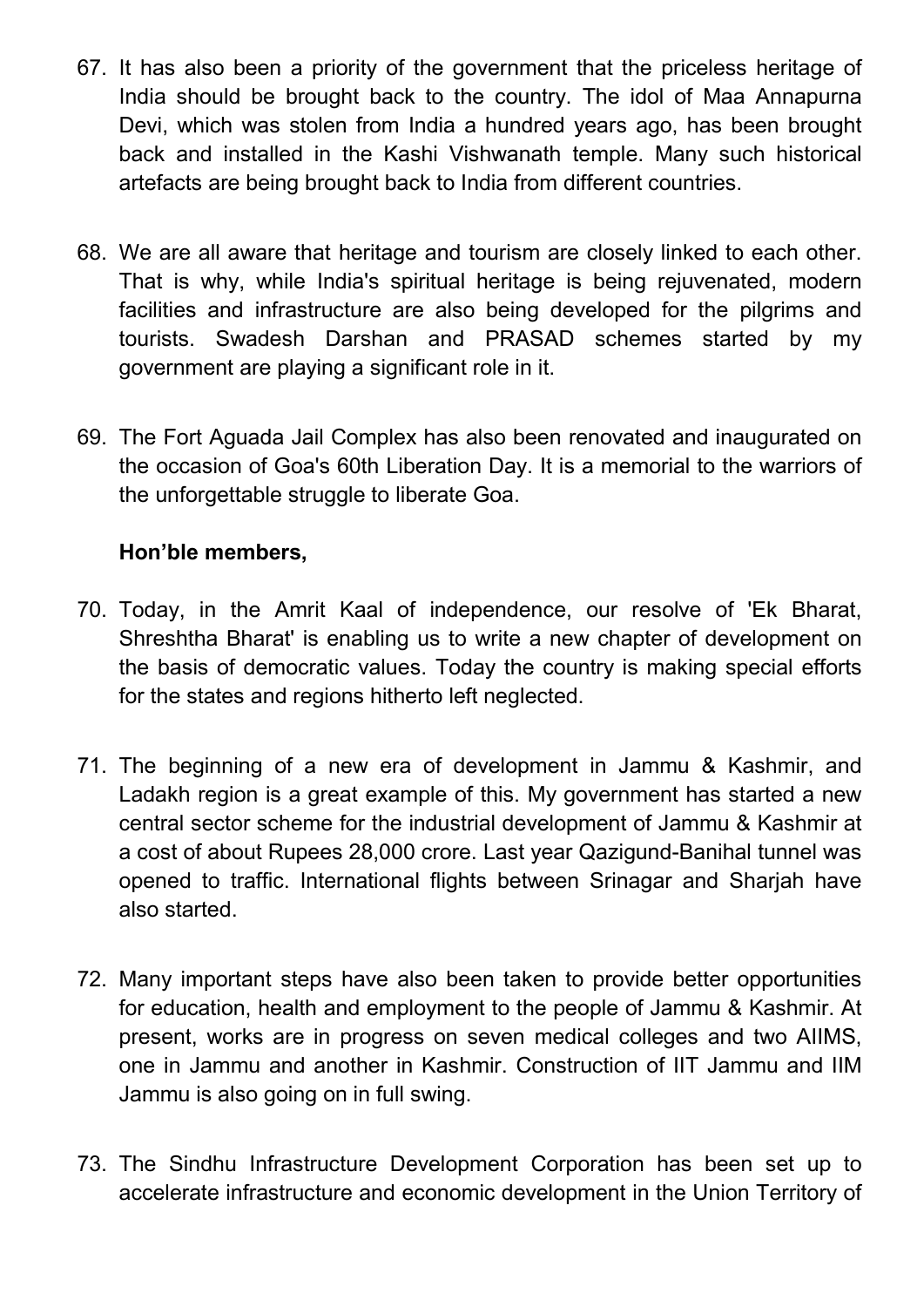67. It has also been a priority of the government that the priceless heritage of India should be brought back to the country. The idol of Maa Annapurna Devi, which was stolen from India a hundred years ago, has been brought back and installed in the Kashi Vishwanath temple. Many such historical artefacts are being brought back to India from different countries.

68. We are all aware that heritage and tourism are closely linked to each other. That is why, while India's spiritual heritage is being rejuvenated, modern facilities and infrastructure are also being developed for the pilgrims and tourists. Swadesh Darshan and PRASAD schemes started by my government are playing a significant role in it.

69. The Fort Aguada Jail Complex has also been renovated and inaugurated on the occasion of Goa's 60th Liberation Day. It is a memorial to the warriors of the unforgettable struggle to liberate Goa.

**Hon'ble members,**

70. Today, in the Amrit Kaal of independence, our resolve of 'Ek Bharat, Shreshtha Bharat' is enabling us to write a new chapter of development on the basis of democratic values. Today the country is making special efforts for the states and regions hitherto left neglected.

71. The beginning of a new era of development in Jammu & Kashmir, and Ladakh region is a great example of this. My government has started a new central sector scheme for the industrial development of Jammu & Kashmir at a cost of about Rupees 28,000 crore. Last year Qazigund-Banihal tunnel was opened to traffic. International flights between Srinagar and Sharjah have also started.

72. Many important steps have also been taken to provide better opportunities for education, health and employment to the people of Jammu & Kashmir. At present, works are in progress on seven medical colleges and two AIIMS, one in Jammu and another in Kashmir. Construction of IIT Jammu and IIM Jammu is also going on in full swing.

73. The Sindhu Infrastructure Development Corporation has been set up to accelerate infrastructure and economic development in the Union Territory of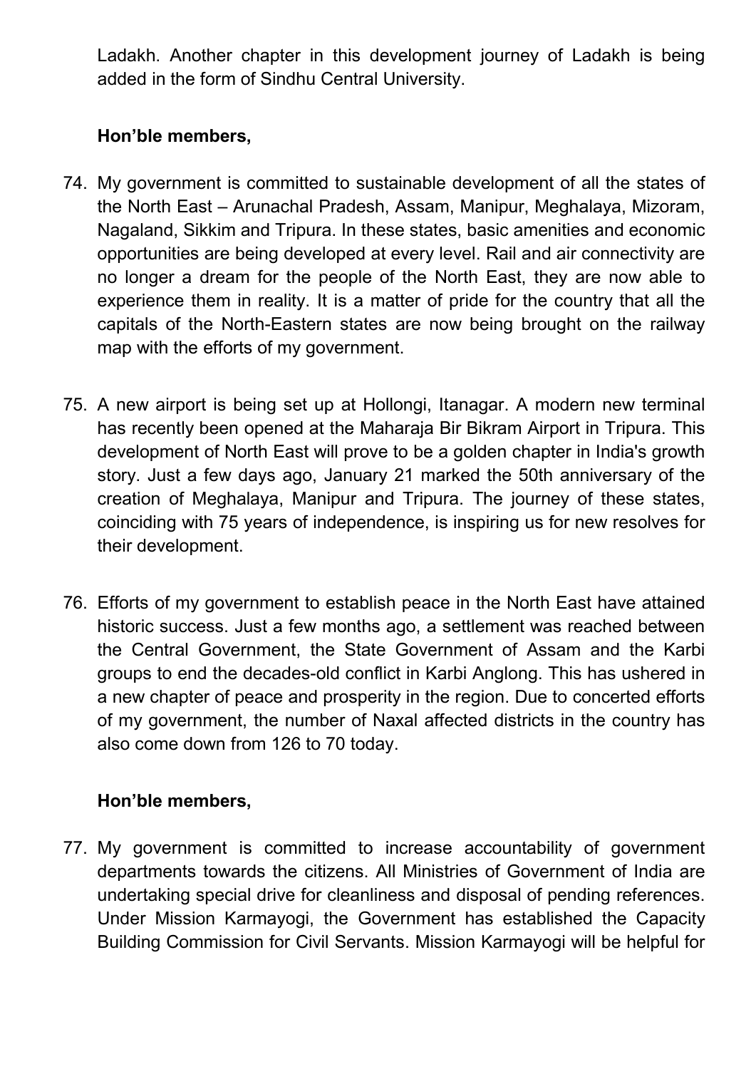Ladakh. Another chapter in this development journey of Ladakh is being added in the form of Sindhu Central University.

**Hon'ble members,**

74. My government is committed to sustainable development of all the states of the North East – Arunachal Pradesh, Assam, Manipur, Meghalaya, Mizoram, Nagaland, Sikkim and Tripura. In these states, basic amenities and economic opportunities are being developed at every level. Rail and air connectivity are no longer a dream for the people of the North East, they are now able to experience them in reality. It is a matter of pride for the country that all the capitals of the North-Eastern states are now being brought on the railway map with the efforts of my government.

75. A new airport is being set up at Hollongi, Itanagar. A modern new terminal has recently been opened at the Maharaja Bir Bikram Airport in Tripura. This development of North East will prove to be a golden chapter in India's growth story. Just a few days ago, January 21 marked the 50th anniversary of the creation of Meghalaya, Manipur and Tripura. The journey of these states, coinciding with 75 years of independence, is inspiring us for new resolves for their development.

76. Efforts of my government to establish peace in the North East have attained historic success. Just a few months ago, a settlement was reached between the Central Government, the State Government of Assam and the Karbi groups to end the decades-old conflict in Karbi Anglong. This has ushered in a new chapter of peace and prosperity in the region. Due to concerted efforts of my government, the number of Naxal affected districts in the country has also come down from 126 to 70 today.

**Hon'ble members,**

77. My government is committed to increase accountability of government departments towards the citizens. All Ministries of Government of India are undertaking special drive for cleanliness and disposal of pending references. Under Mission Karmayogi, the Government has established the Capacity Building Commission for Civil Servants. Mission Karmayogi will be helpful for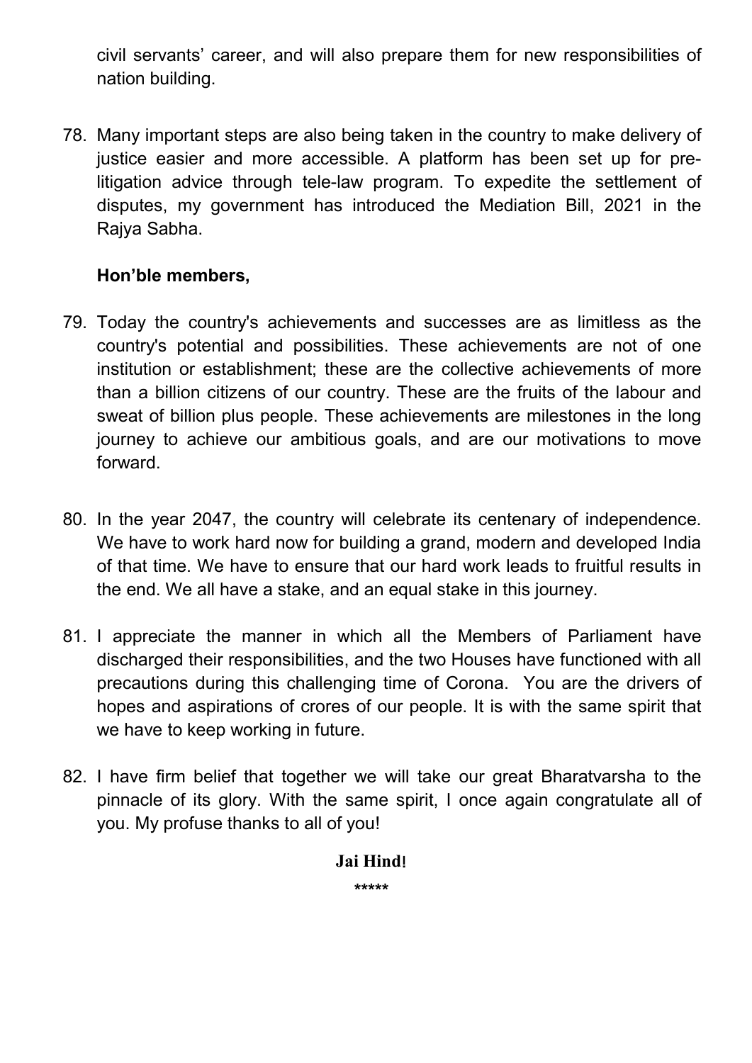civil servants' career, and will also prepare them for new responsibilities of nation building.

78. Many important steps are also being taken in the country to make delivery of justice easier and more accessible. A platform has been set up for pre-litigation advice through tele-law program. To expedite the settlement of disputes, my government has introduced the Mediation Bill, 2021 in the Rajya Sabha.

**Hon'ble members,**

79. Today the country's achievements and successes are as limitless as the country's potential and possibilities. These achievements are not of one institution or establishment; these are the collective achievements of more than a billion citizens of our country. These are the fruits of the labour and sweat of billion plus people. These achievements are milestones in the long journey to achieve our ambitious goals, and are our motivations to move forward.

80. In the year 2047, the country will celebrate its centenary of independence. We have to work hard now for building a grand, modern and developed India of that time. We have to ensure that our hard work leads to fruitful results in the end. We all have a stake, and an equal stake in this journey.

81. I appreciate the manner in which all the Members of Parliament have discharged their responsibilities, and the two Houses have functioned with all precautions during this challenging time of Corona. You are the drivers of hopes and aspirations of crores of our people. It is with the same spirit that we have to keep working in future.

82. I have firm belief that together we will take our great Bharatvarsha to the pinnacle of its glory. With the same spirit, I once again congratulate all of you. My profuse thanks to all of you!

**Jai Hind!**

*****